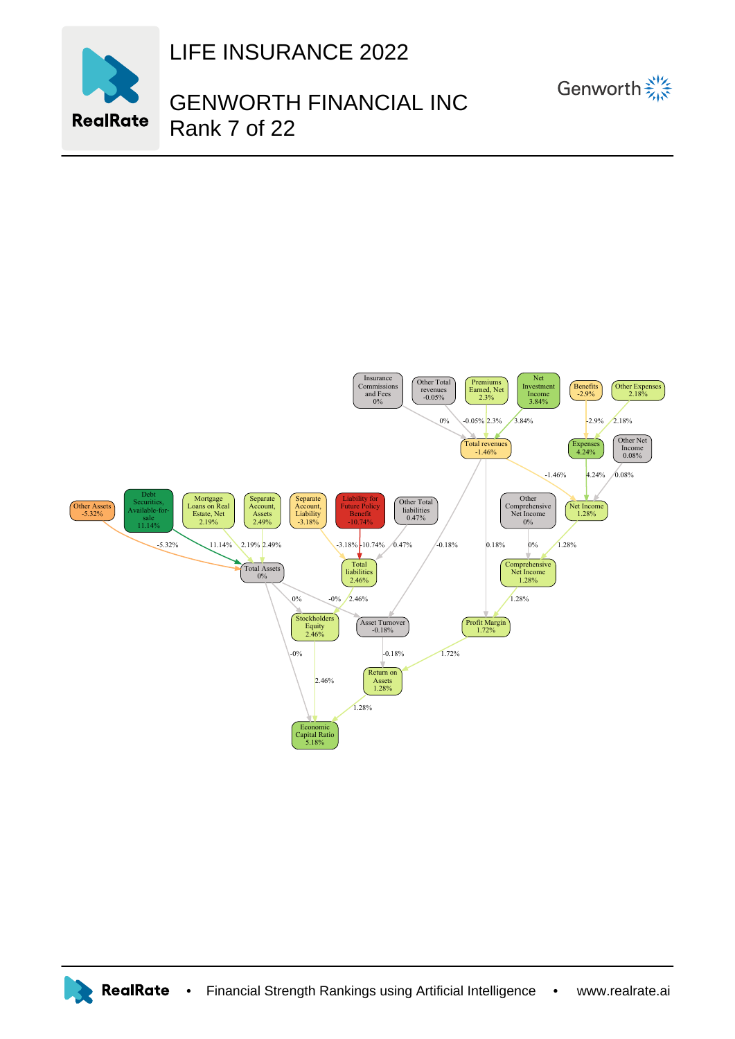# LIFE INSURANCE 2022

# GENWORTH FINANCIAL INC
Rank 7 of 22

Insurance Commissions and Fees 0%
Other Total revenues -0.05%
Premiums Earned, Net 2.3%
Net Investment Income 3.84%
Benefits -2.9%
Other Expenses 2.18%
0%
-0.05%
2.3%
3.84%
-2.9%
2.18%
Total revenues -1.46%
Expenses 4.24%
Other Net Income 0.08%
-1.46%
4.24%
0.08%
Other Assets -5.32%
Debt Securities, Available-for-sale 11.14%
Mortgage Loans on Real Estate, Net 2.19%
Separate Account, Assets 2.49%
Separate Account, Liability -3.18%
Liability for Future Policy Benefit -10.74%
Other Total liabilities 0.47%
Other Comprehensive Net Income 0%
Net Income 1.28%
-5.32%
11.14%
2.19%
2.49%
-3.18%
-10.74%
0.47%
-0.18%
0.18%
0%
1.28%
Total Assets 0%
Total liabilities 2.46%
Comprehensive Net Income 1.28%
0%
-0%
2.46%
1.28%
Stockholders Equity 2.46%
Asset Turnover -0.18%
Profit Margin 1.72%
-0%
-0.18%
1.72%
2.46%
Return on Assets 1.28%
1.28%
Economic Capital Ratio 5.18%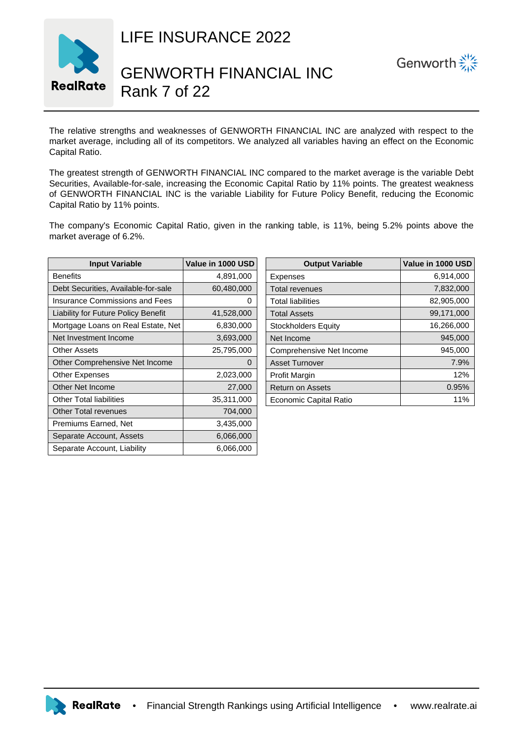# LIFE INSURANCE 2022

# GENWORTH FINANCIAL INC
Rank 7 of 22

The relative strengths and weaknesses of GENWORTH FINANCIAL INC are analyzed with respect to the market average, including all of its competitors. We analyzed all variables having an effect on the Economic Capital Ratio.

The greatest strength of GENWORTH FINANCIAL INC compared to the market average is the variable Debt Securities, Available-for-sale, increasing the Economic Capital Ratio by 11% points. The greatest weakness of GENWORTH FINANCIAL INC is the variable Liability for Future Policy Benefit, reducing the Economic Capital Ratio by 11% points.

The company's Economic Capital Ratio, given in the ranking table, is 11%, being 5.2% points above the market average of 6.2%.

| Input Variable | Value in 1000 USD |
|---|---|
| Benefits | 4,891,000 |
| Debt Securities, Available-for-sale | 60,480,000 |
| Insurance Commissions and Fees | 0 |
| Liability for Future Policy Benefit | 41,528,000 |
| Mortgage Loans on Real Estate, Net | 6,830,000 |
| Net Investment Income | 3,693,000 |
| Other Assets | 25,795,000 |
| Other Comprehensive Net Income | 0 |
| Other Expenses | 2,023,000 |
| Other Net Income | 27,000 |
| Other Total liabilities | 35,311,000 |
| Other Total revenues | 704,000 |
| Premiums Earned, Net | 3,435,000 |
| Separate Account, Assets | 6,066,000 |
| Separate Account, Liability | 6,066,000 |

| Output Variable | Value in 1000 USD |
|---|---|
| Expenses | 6,914,000 |
| Total revenues | 7,832,000 |
| Total liabilities | 82,905,000 |
| Total Assets | 99,171,000 |
| Stockholders Equity | 16,266,000 |
| Net Income | 945,000 |
| Comprehensive Net Income | 945,000 |
| Asset Turnover | 7.9% |
| Profit Margin | 12% |
| Return on Assets | 0.95% |
| Economic Capital Ratio | 11% |